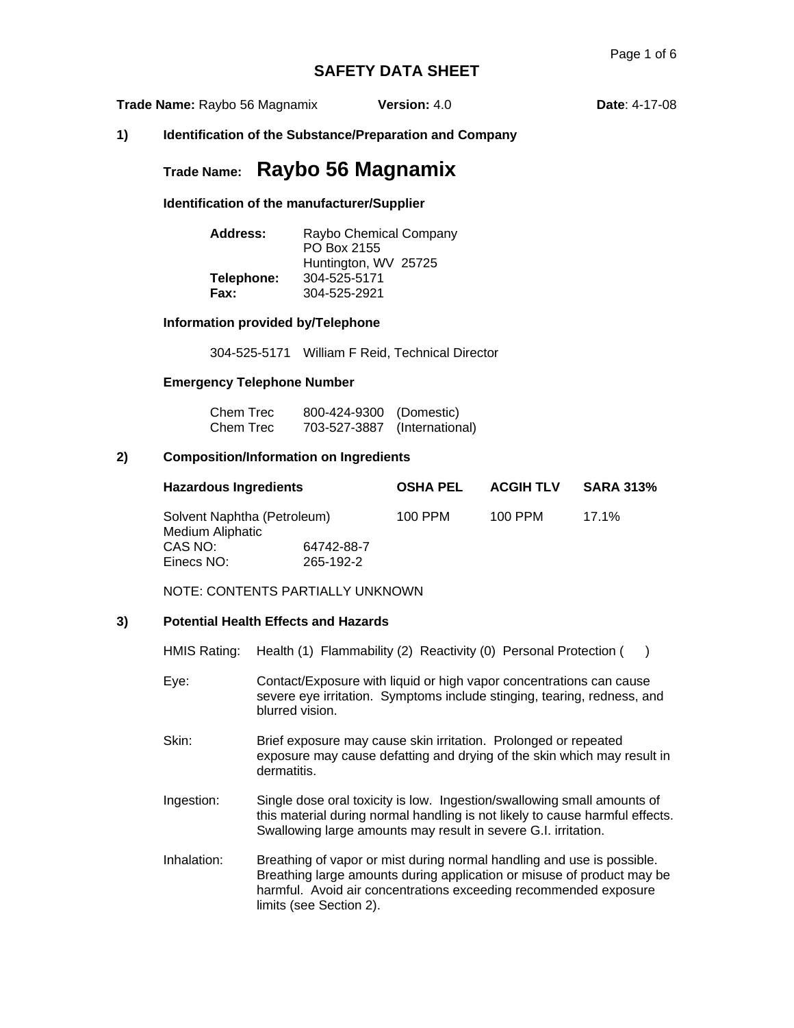# SAFETY DATA SHEET

**Trade Name:** Raybo 56 Magnamix **Version:** 4.0 **Date**: 4-17-08

## 1) Identification of the Substance/Preparation and Company

**Trade Name: Raybo 56 Magnamix**

### Identification of the manufacturer/Supplier

**Address:** Raybo Chemical Company
PO Box 2155
Huntington, WV 25725
**Telephone:** 304-525-5171
**Fax:** 304-525-2921

### Information provided by/Telephone

304-525-5171 William F Reid, Technical Director

### Emergency Telephone Number

Chem Trec 800-424-9300 (Domestic)
Chem Trec 703-527-3887 (International)

## 2) Composition/Information on Ingredients

| Hazardous Ingredients | | OSHA PEL | ACGIH TLV | SARA 313% |
|---|---|---|---|---|
| Solvent Naphtha (Petroleum) Medium Aliphatic | | 100 PPM | 100 PPM | 17.1% |
| CAS NO: | 64742-88-7 | | | |
| Einecs NO: | 265-192-2 | | | |

NOTE: CONTENTS PARTIALLY UNKNOWN

## 3) Potential Health Effects and Hazards

HMIS Rating: Health (1) Flammability (2) Reactivity (0) Personal Protection ( )

Eye: Contact/Exposure with liquid or high vapor concentrations can cause severe eye irritation. Symptoms include stinging, tearing, redness, and blurred vision.

Skin: Brief exposure may cause skin irritation. Prolonged or repeated exposure may cause defatting and drying of the skin which may result in dermatitis.

Ingestion: Single dose oral toxicity is low. Ingestion/swallowing small amounts of this material during normal handling is not likely to cause harmful effects. Swallowing large amounts may result in severe G.I. irritation.

Inhalation: Breathing of vapor or mist during normal handling and use is possible. Breathing large amounts during application or misuse of product may be harmful. Avoid air concentrations exceeding recommended exposure limits (see Section 2).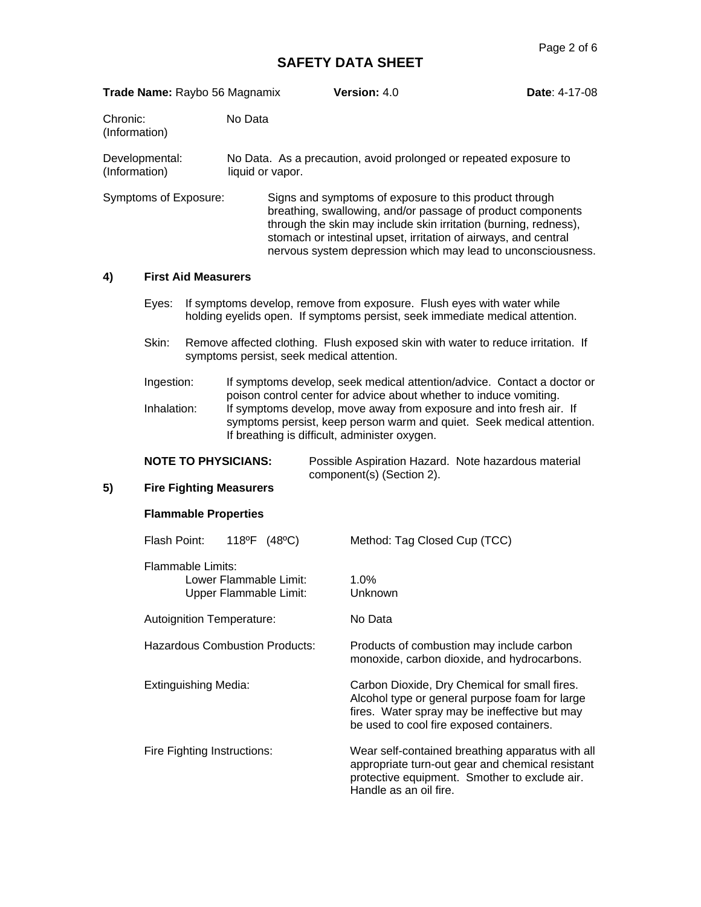## SAFETY DATA SHEET

**Trade Name:** Raybo 56 Magnamix **Version:** 4.0 **Date**: 4-17-08

Chronic: (Information) — No Data

Developmental: (Information) — No Data. As a precaution, avoid prolonged or repeated exposure to liquid or vapor.

Symptoms of Exposure: Signs and symptoms of exposure to this product through breathing, swallowing, and/or passage of product components through the skin may include skin irritation (burning, redness), stomach or intestinal upset, irritation of airways, and central nervous system depression which may lead to unconsciousness.

### 4) First Aid Measurers

Eyes: If symptoms develop, remove from exposure. Flush eyes with water while holding eyelids open. If symptoms persist, seek immediate medical attention.

Skin: Remove affected clothing. Flush exposed skin with water to reduce irritation. If symptoms persist, seek medical attention.

Ingestion: If symptoms develop, seek medical attention/advice. Contact a doctor or poison control center for advice about whether to induce vomiting.

Inhalation: If symptoms develop, move away from exposure and into fresh air. If symptoms persist, keep person warm and quiet. Seek medical attention. If breathing is difficult, administer oxygen.

**NOTE TO PHYSICIANS:** Possible Aspiration Hazard. Note hazardous material component(s) (Section 2).

### 5) Fire Fighting Measurers

**Flammable Properties**

Flash Point: 118ºF (48ºC) Method: Tag Closed Cup (TCC)

Flammable Limits:
- Lower Flammable Limit: 1.0%
- Upper Flammable Limit: Unknown

Autoignition Temperature: No Data

Hazardous Combustion Products: Products of combustion may include carbon monoxide, carbon dioxide, and hydrocarbons.

Extinguishing Media: Carbon Dioxide, Dry Chemical for small fires. Alcohol type or general purpose foam for large fires. Water spray may be ineffective but may be used to cool fire exposed containers.

Fire Fighting Instructions: Wear self-contained breathing apparatus with all appropriate turn-out gear and chemical resistant protective equipment. Smother to exclude air. Handle as an oil fire.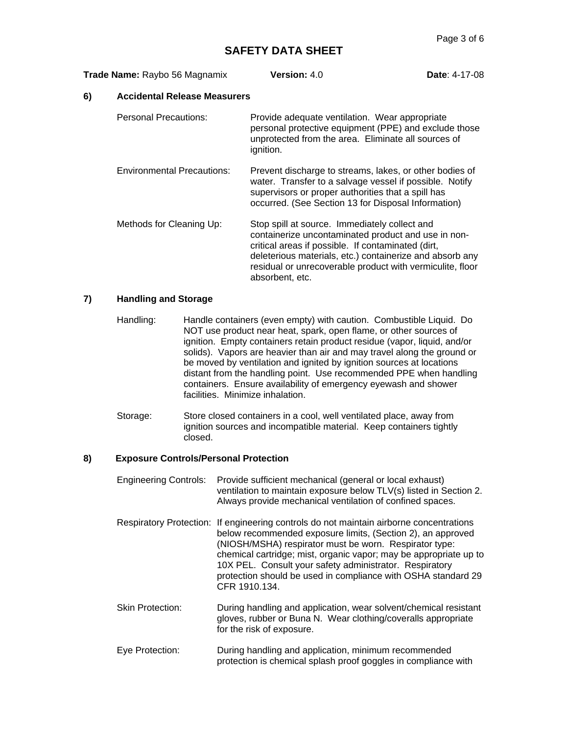# SAFETY DATA SHEET

**Trade Name:** Raybo 56 Magnamix **Version:** 4.0 **Date**: 4-17-08

## 6) Accidental Release Measurers

Personal Precautions: Provide adequate ventilation. Wear appropriate personal protective equipment (PPE) and exclude those unprotected from the area. Eliminate all sources of ignition.

Environmental Precautions: Prevent discharge to streams, lakes, or other bodies of water. Transfer to a salvage vessel if possible. Notify supervisors or proper authorities that a spill has occurred. (See Section 13 for Disposal Information)

Methods for Cleaning Up: Stop spill at source. Immediately collect and containerize uncontaminated product and use in non-critical areas if possible. If contaminated (dirt, deleterious materials, etc.) containerize and absorb any residual or unrecoverable product with vermiculite, floor absorbent, etc.

## 7) Handling and Storage

Handling: Handle containers (even empty) with caution. Combustible Liquid. Do NOT use product near heat, spark, open flame, or other sources of ignition. Empty containers retain product residue (vapor, liquid, and/or solids). Vapors are heavier than air and may travel along the ground or be moved by ventilation and ignited by ignition sources at locations distant from the handling point. Use recommended PPE when handling containers. Ensure availability of emergency eyewash and shower facilities. Minimize inhalation.

Storage: Store closed containers in a cool, well ventilated place, away from ignition sources and incompatible material. Keep containers tightly closed.

## 8) Exposure Controls/Personal Protection

Engineering Controls: Provide sufficient mechanical (general or local exhaust) ventilation to maintain exposure below TLV(s) listed in Section 2. Always provide mechanical ventilation of confined spaces.

Respiratory Protection: If engineering controls do not maintain airborne concentrations below recommended exposure limits, (Section 2), an approved (NIOSH/MSHA) respirator must be worn. Respirator type: chemical cartridge; mist, organic vapor; may be appropriate up to 10X PEL. Consult your safety administrator. Respiratory protection should be used in compliance with OSHA standard 29 CFR 1910.134.

Skin Protection: During handling and application, wear solvent/chemical resistant gloves, rubber or Buna N. Wear clothing/coveralls appropriate for the risk of exposure.

Eye Protection: During handling and application, minimum recommended protection is chemical splash proof goggles in compliance with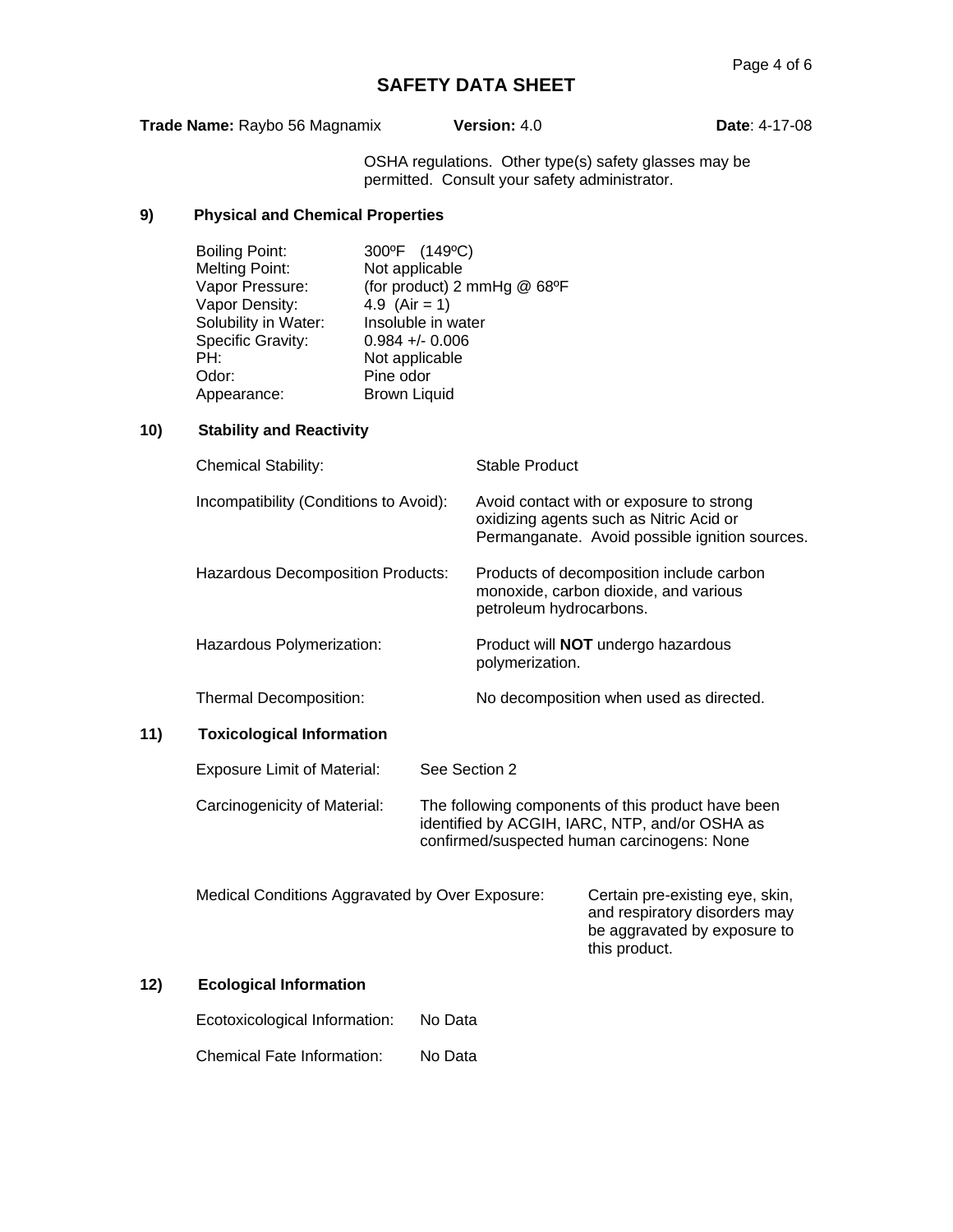# SAFETY DATA SHEET

**Trade Name:** Raybo 56 Magnamix **Version:** 4.0 **Date**: 4-17-08

OSHA regulations. Other type(s) safety glasses may be permitted. Consult your safety administrator.

## 9) Physical and Chemical Properties

| | |
|---|---|
| Boiling Point: | 300ºF (149ºC) |
| Melting Point: | Not applicable |
| Vapor Pressure: | (for product) 2 mmHg @ 68ºF |
| Vapor Density: | 4.9 (Air = 1) |
| Solubility in Water: | Insoluble in water |
| Specific Gravity: | 0.984 +/- 0.006 |
| PH: | Not applicable |
| Odor: | Pine odor |
| Appearance: | Brown Liquid |

## 10) Stability and Reactivity

| | |
|---|---|
| Chemical Stability: | Stable Product |
| Incompatibility (Conditions to Avoid): | Avoid contact with or exposure to strong oxidizing agents such as Nitric Acid or Permanganate. Avoid possible ignition sources. |
| Hazardous Decomposition Products: | Products of decomposition include carbon monoxide, carbon dioxide, and various petroleum hydrocarbons. |
| Hazardous Polymerization: | Product will **NOT** undergo hazardous polymerization. |
| Thermal Decomposition: | No decomposition when used as directed. |

## 11) Toxicological Information

| | |
|---|---|
| Exposure Limit of Material: | See Section 2 |
| Carcinogenicity of Material: | The following components of this product have been identified by ACGIH, IARC, NTP, and/or OSHA as confirmed/suspected human carcinogens: None |
| Medical Conditions Aggravated by Over Exposure: | Certain pre-existing eye, skin, and respiratory disorders may be aggravated by exposure to this product. |

## 12) Ecological Information

| | |
|---|---|
| Ecotoxicological Information: | No Data |
| Chemical Fate Information: | No Data |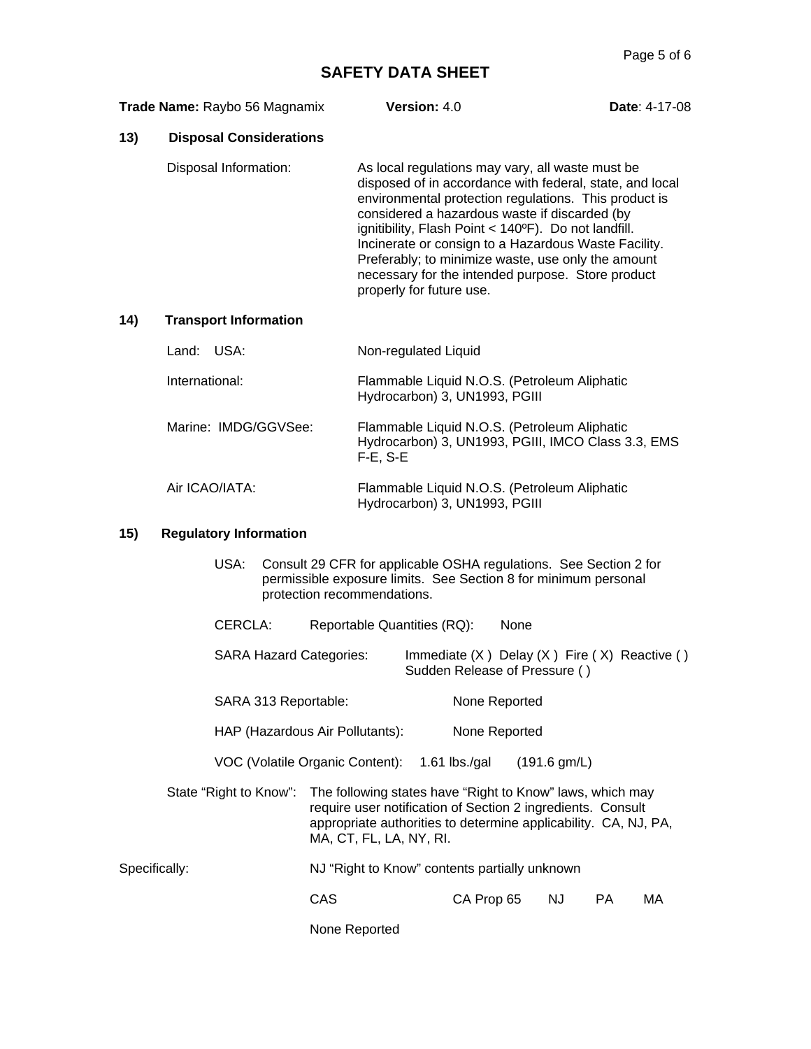# SAFETY DATA SHEET

**Trade Name:** Raybo 56 Magnamix **Version:** 4.0 **Date**: 4-17-08

## 13) Disposal Considerations

| | |
|---|---|
| Disposal Information: | As local regulations may vary, all waste must be disposed of in accordance with federal, state, and local environmental protection regulations. This product is considered a hazardous waste if discarded (by ignitibility, Flash Point < 140ºF). Do not landfill. Incinerate or consign to a Hazardous Waste Facility. Preferably; to minimize waste, use only the amount necessary for the intended purpose. Store product properly for future use. |

## 14) Transport Information

| | |
|---|---|
| Land: USA: | Non-regulated Liquid |
| International: | Flammable Liquid N.O.S. (Petroleum Aliphatic Hydrocarbon) 3, UN1993, PGIII |
| Marine: IMDG/GGVSee: | Flammable Liquid N.O.S. (Petroleum Aliphatic Hydrocarbon) 3, UN1993, PGIII, IMCO Class 3.3, EMS F-E, S-E |
| Air ICAO/IATA: | Flammable Liquid N.O.S. (Petroleum Aliphatic Hydrocarbon) 3, UN1993, PGIII |

## 15) Regulatory Information

USA: Consult 29 CFR for applicable OSHA regulations. See Section 2 for permissible exposure limits. See Section 8 for minimum personal protection recommendations.

CERCLA: Reportable Quantities (RQ): None

SARA Hazard Categories: Immediate (X ) Delay (X ) Fire ( X) Reactive ( ) Sudden Release of Pressure ( )

SARA 313 Reportable: None Reported

HAP (Hazardous Air Pollutants): None Reported

VOC (Volatile Organic Content): 1.61 lbs./gal (191.6 gm/L)

State “Right to Know”: The following states have “Right to Know” laws, which may require user notification of Section 2 ingredients. Consult appropriate authorities to determine applicability. CA, NJ, PA, MA, CT, FL, LA, NY, RI.

Specifically: NJ “Right to Know” contents partially unknown

| CAS | CA Prop 65 | NJ | PA | MA |
|---|---|---|---|---|
| None Reported | | | | |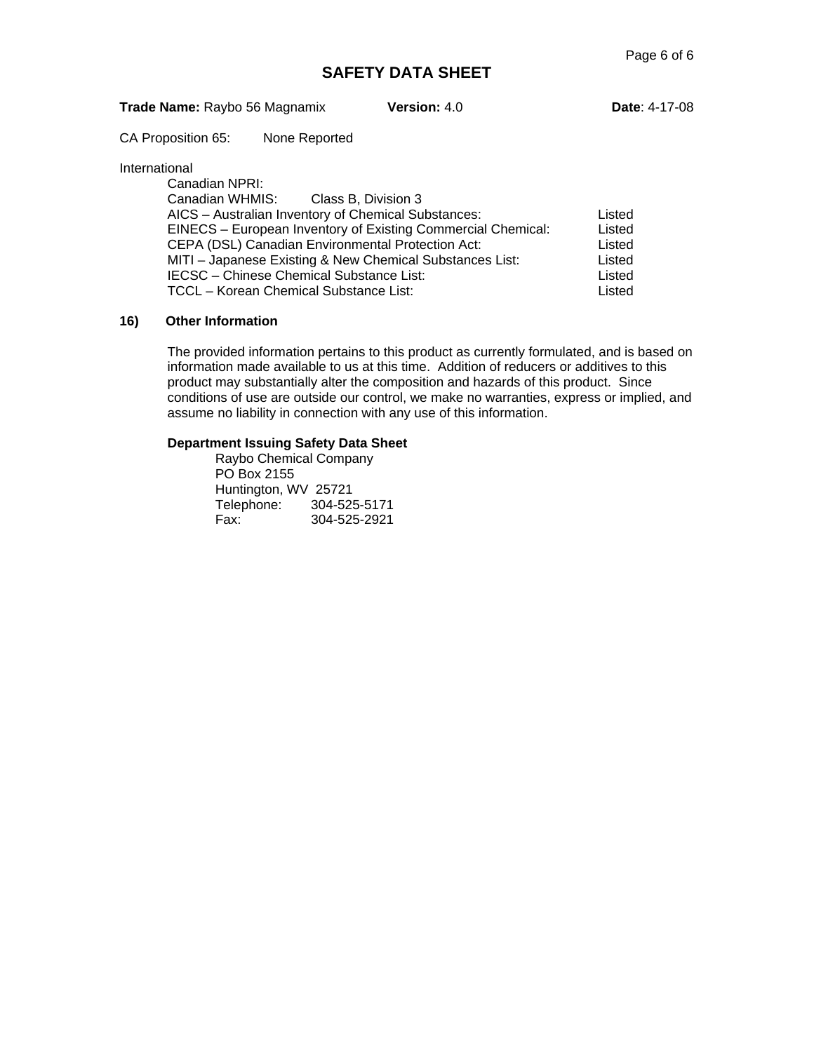# SAFETY DATA SHEET

**Trade Name:** Raybo 56 Magnamix **Version:** 4.0 **Date**: 4-17-08

CA Proposition 65: None Reported

International

Canadian NPRI:

Canadian WHMIS: Class B, Division 3

| | |
|---|---|
| AICS – Australian Inventory of Chemical Substances: | Listed |
| EINECS – European Inventory of Existing Commercial Chemical: | Listed |
| CEPA (DSL) Canadian Environmental Protection Act: | Listed |
| MITI – Japanese Existing & New Chemical Substances List: | Listed |
| IECSC – Chinese Chemical Substance List: | Listed |
| TCCL – Korean Chemical Substance List: | Listed |

## 16) Other Information

The provided information pertains to this product as currently formulated, and is based on information made available to us at this time. Addition of reducers or additives to this product may substantially alter the composition and hazards of this product. Since conditions of use are outside our control, we make no warranties, express or implied, and assume no liability in connection with any use of this information.

**Department Issuing Safety Data Sheet**

Raybo Chemical Company
PO Box 2155
Huntington, WV 25721
Telephone: 304-525-5171
Fax: 304-525-2921